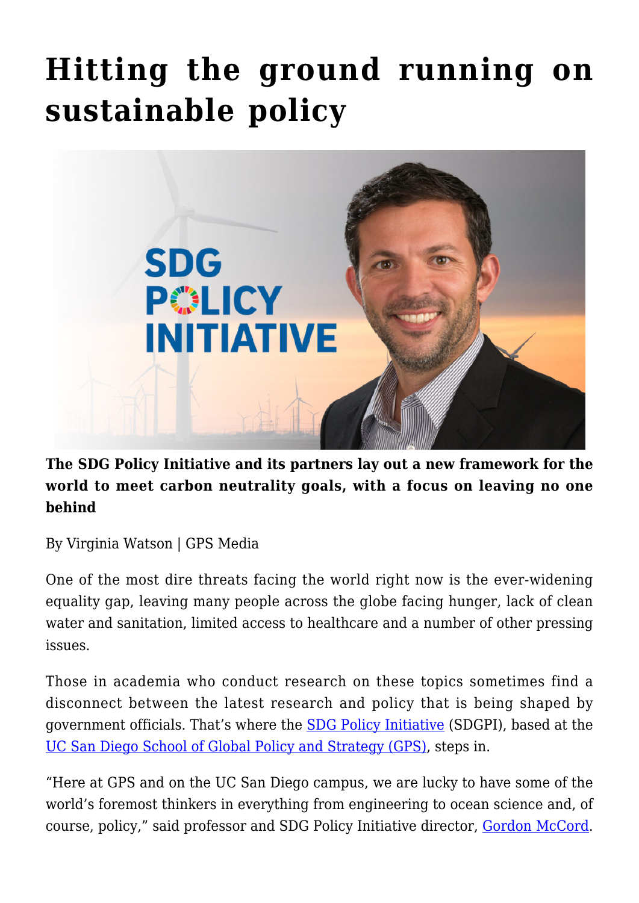# Hitting the ground running on sustainable policy

**The SDG Policy Initiative and its partners lay out a new framework for the world to meet carbon neutrality goals, with a focus on leaving no one behind**

By Virginia Watson | GPS Media

One of the most dire threats facing the world right now is the ever-widening equality gap, leaving many people across the globe facing hunger, lack of clean water and sanitation, limited access to healthcare and a number of other pressing issues.

Those in academia who conduct research on these topics sometimes find a disconnect between the latest research and policy that is being shaped by government officials. That's where the SDG Policy Initiative (SDGPI), based at the UC San Diego School of Global Policy and Strategy (GPS), steps in.

"Here at GPS and on the UC San Diego campus, we are lucky to have some of the world's foremost thinkers in everything from engineering to ocean science and, of course, policy," said professor and SDG Policy Initiative director, Gordon McCord.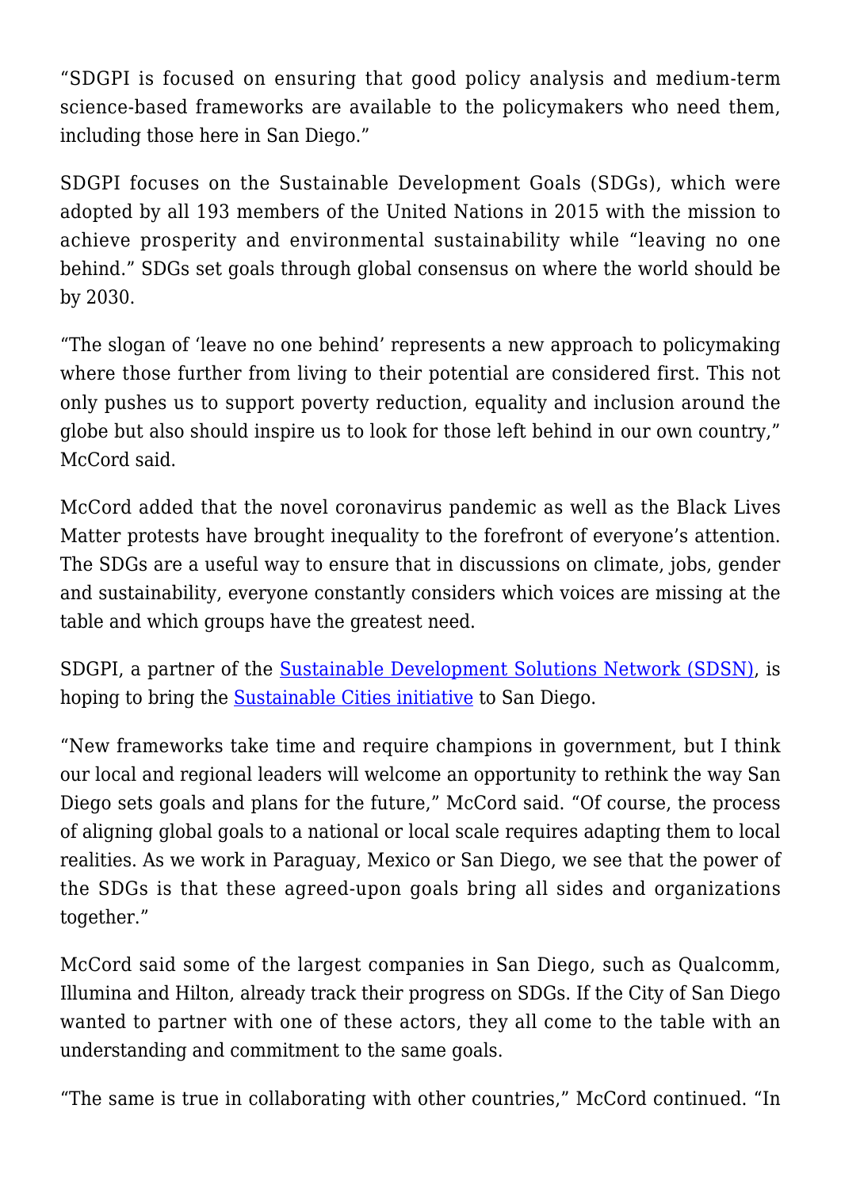"SDGPI is focused on ensuring that good policy analysis and medium-term science-based frameworks are available to the policymakers who need them, including those here in San Diego."

SDGPI focuses on the Sustainable Development Goals (SDGs), which were adopted by all 193 members of the United Nations in 2015 with the mission to achieve prosperity and environmental sustainability while "leaving no one behind." SDGs set goals through global consensus on where the world should be by 2030.

"The slogan of 'leave no one behind' represents a new approach to policymaking where those further from living to their potential are considered first. This not only pushes us to support poverty reduction, equality and inclusion around the globe but also should inspire us to look for those left behind in our own country," McCord said.

McCord added that the novel coronavirus pandemic as well as the Black Lives Matter protests have brought inequality to the forefront of everyone's attention. The SDGs are a useful way to ensure that in discussions on climate, jobs, gender and sustainability, everyone constantly considers which voices are missing at the table and which groups have the greatest need.

SDGPI, a partner of the Sustainable Development Solutions Network (SDSN), is hoping to bring the Sustainable Cities initiative to San Diego.

"New frameworks take time and require champions in government, but I think our local and regional leaders will welcome an opportunity to rethink the way San Diego sets goals and plans for the future," McCord said. "Of course, the process of aligning global goals to a national or local scale requires adapting them to local realities. As we work in Paraguay, Mexico or San Diego, we see that the power of the SDGs is that these agreed-upon goals bring all sides and organizations together."

McCord said some of the largest companies in San Diego, such as Qualcomm, Illumina and Hilton, already track their progress on SDGs. If the City of San Diego wanted to partner with one of these actors, they all come to the table with an understanding and commitment to the same goals.

"The same is true in collaborating with other countries," McCord continued. "In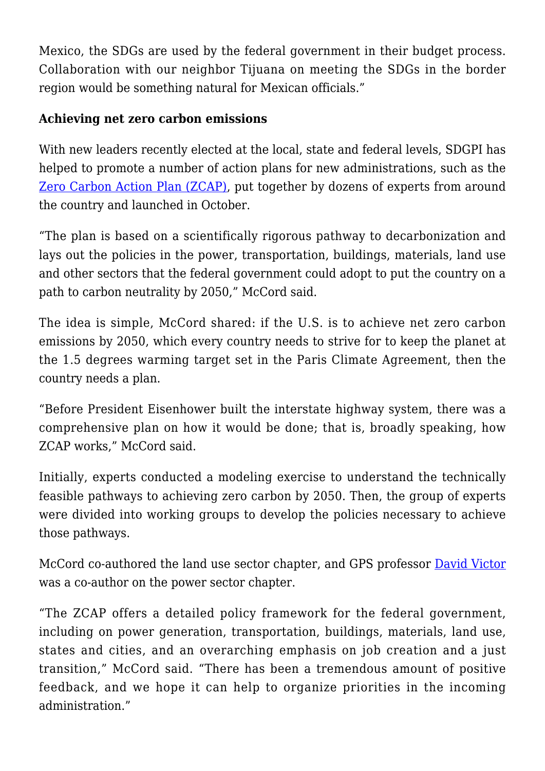Mexico, the SDGs are used by the federal government in their budget process. Collaboration with our neighbor Tijuana on meeting the SDGs in the border region would be something natural for Mexican officials."

**Achieving net zero carbon emissions**

With new leaders recently elected at the local, state and federal levels, SDGPI has helped to promote a number of action plans for new administrations, such as the Zero Carbon Action Plan (ZCAP), put together by dozens of experts from around the country and launched in October.

"The plan is based on a scientifically rigorous pathway to decarbonization and lays out the policies in the power, transportation, buildings, materials, land use and other sectors that the federal government could adopt to put the country on a path to carbon neutrality by 2050," McCord said.

The idea is simple, McCord shared: if the U.S. is to achieve net zero carbon emissions by 2050, which every country needs to strive for to keep the planet at the 1.5 degrees warming target set in the Paris Climate Agreement, then the country needs a plan.

"Before President Eisenhower built the interstate highway system, there was a comprehensive plan on how it would be done; that is, broadly speaking, how ZCAP works," McCord said.

Initially, experts conducted a modeling exercise to understand the technically feasible pathways to achieving zero carbon by 2050. Then, the group of experts were divided into working groups to develop the policies necessary to achieve those pathways.

McCord co-authored the land use sector chapter, and GPS professor David Victor was a co-author on the power sector chapter.

"The ZCAP offers a detailed policy framework for the federal government, including on power generation, transportation, buildings, materials, land use, states and cities, and an overarching emphasis on job creation and a just transition," McCord said. "There has been a tremendous amount of positive feedback, and we hope it can help to organize priorities in the incoming administration."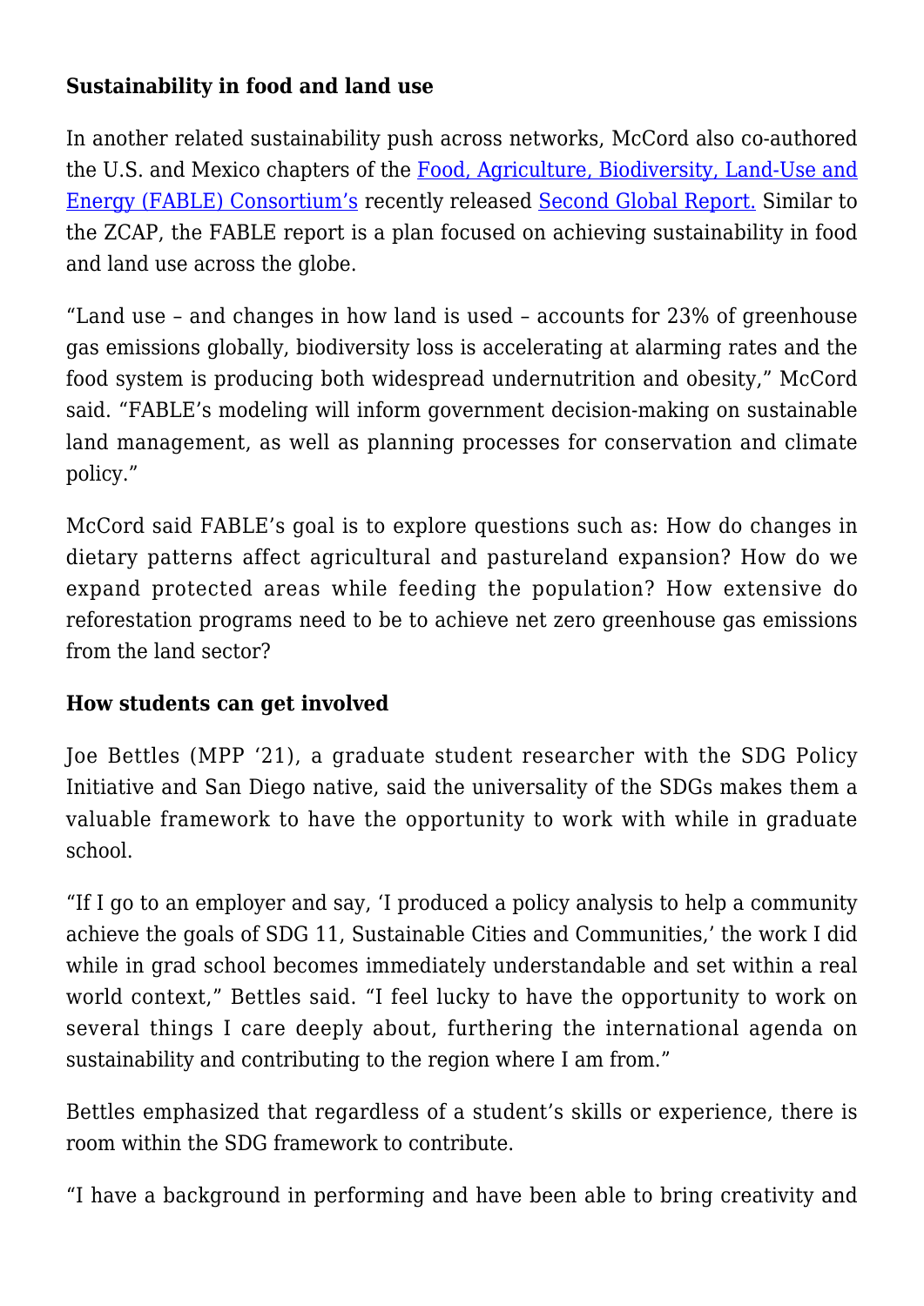**Sustainability in food and land use**

In another related sustainability push across networks, McCord also co-authored the U.S. and Mexico chapters of the Food, Agriculture, Biodiversity, Land-Use and Energy (FABLE) Consortium's recently released Second Global Report. Similar to the ZCAP, the FABLE report is a plan focused on achieving sustainability in food and land use across the globe.

"Land use – and changes in how land is used – accounts for 23% of greenhouse gas emissions globally, biodiversity loss is accelerating at alarming rates and the food system is producing both widespread undernutrition and obesity," McCord said. "FABLE's modeling will inform government decision-making on sustainable land management, as well as planning processes for conservation and climate policy."

McCord said FABLE's goal is to explore questions such as: How do changes in dietary patterns affect agricultural and pastureland expansion? How do we expand protected areas while feeding the population? How extensive do reforestation programs need to be to achieve net zero greenhouse gas emissions from the land sector?

**How students can get involved**

Joe Bettles (MPP '21), a graduate student researcher with the SDG Policy Initiative and San Diego native, said the universality of the SDGs makes them a valuable framework to have the opportunity to work with while in graduate school.

"If I go to an employer and say, 'I produced a policy analysis to help a community achieve the goals of SDG 11, Sustainable Cities and Communities,' the work I did while in grad school becomes immediately understandable and set within a real world context," Bettles said. "I feel lucky to have the opportunity to work on several things I care deeply about, furthering the international agenda on sustainability and contributing to the region where I am from."

Bettles emphasized that regardless of a student's skills or experience, there is room within the SDG framework to contribute.

"I have a background in performing and have been able to bring creativity and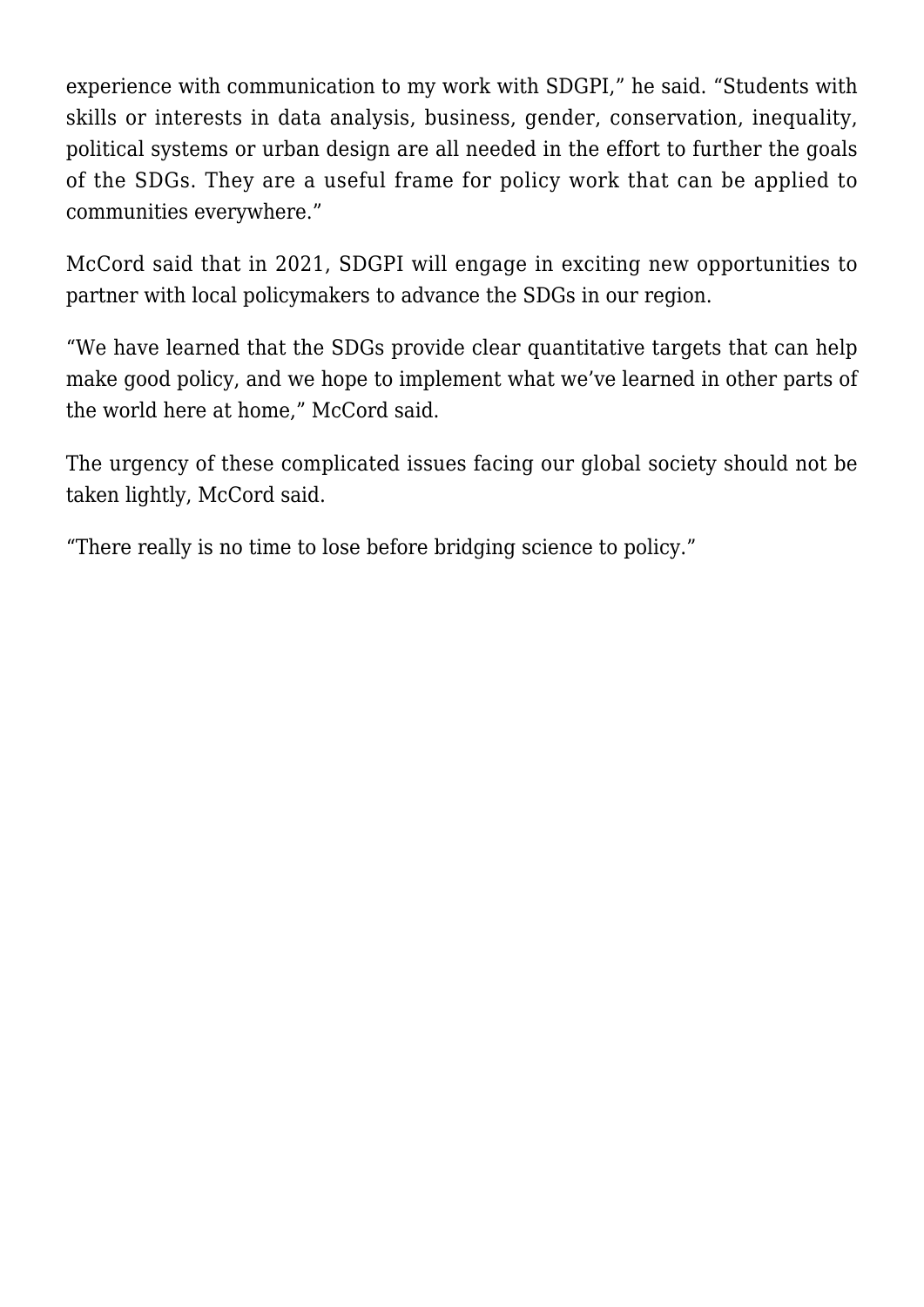experience with communication to my work with SDGPI," he said. "Students with skills or interests in data analysis, business, gender, conservation, inequality, political systems or urban design are all needed in the effort to further the goals of the SDGs. They are a useful frame for policy work that can be applied to communities everywhere."

McCord said that in 2021, SDGPI will engage in exciting new opportunities to partner with local policymakers to advance the SDGs in our region.

"We have learned that the SDGs provide clear quantitative targets that can help make good policy, and we hope to implement what we've learned in other parts of the world here at home," McCord said.

The urgency of these complicated issues facing our global society should not be taken lightly, McCord said.

"There really is no time to lose before bridging science to policy."